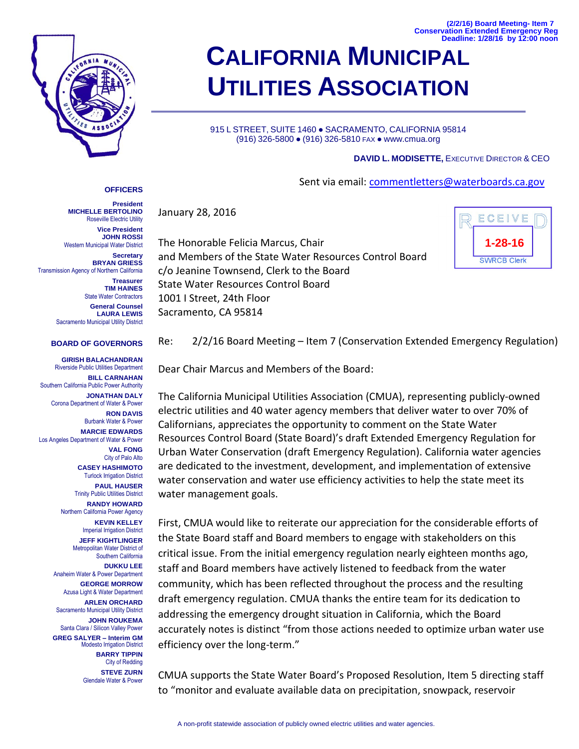(2/2/16) Board Meeting- Item 7
Conservation Extended Emergency Reg
Deadline: 1/28/16 by 12:00 noon

# CALIFORNIA MUNICIPAL UTILITIES ASSOCIATION

915 L STREET, SUITE 1460 ● SACRAMENTO, CALIFORNIA 95814
(916) 326-5800 ● (916) 326-5810 FAX ● www.cmua.org

**DAVID L. MODISETTE,** EXECUTIVE DIRECTOR & CEO

**OFFICERS**

**President**
**MICHELLE BERTOLINO**
Roseville Electric Utility

**Vice President**
**JOHN ROSSI**
Western Municipal Water District

**Secretary**
**BRYAN GRIESS**
Transmission Agency of Northern California

**Treasurer**
**TIM HAINES**
State Water Contractors

**General Counsel**
**LAURA LEWIS**
Sacramento Municipal Utility District

**BOARD OF GOVERNORS**

**GIRISH BALACHANDRAN**
Riverside Public Utilities Department

**BILL CARNAHAN**
Southern California Public Power Authority

**JONATHAN DALY**
Corona Department of Water & Power

**RON DAVIS**
Burbank Water & Power

**MARCIE EDWARDS**
Los Angeles Department of Water & Power

**VAL FONG**
City of Palo Alto

**CASEY HASHIMOTO**
Turlock Irrigation District

**PAUL HAUSER**
Trinity Public Utilities District

**RANDY HOWARD**
Northern California Power Agency

**KEVIN KELLEY**
Imperial Irrigation District

**JEFF KIGHTLINGER**
Metropolitan Water District of Southern California

**DUKKU LEE**
Anaheim Water & Power Department

**GEORGE MORROW**
Azusa Light & Water Department

**ARLEN ORCHARD**
Sacramento Municipal Utility District

**JOHN ROUKEMA**
Santa Clara / Silicon Valley Power

**GREG SALYER – Interim GM**
Modesto Irrigation District

**BARRY TIPPIN**
City of Redding

**STEVE ZURN**
Glendale Water & Power

Sent via email: commentletters@waterboards.ca.gov

RECEIVED
1-28-16
SWRCB Clerk

January 28, 2016

The Honorable Felicia Marcus, Chair
and Members of the State Water Resources Control Board
c/o Jeanine Townsend, Clerk to the Board
State Water Resources Control Board
1001 I Street, 24th Floor
Sacramento, CA 95814

Re: 2/2/16 Board Meeting – Item 7 (Conservation Extended Emergency Regulation)

Dear Chair Marcus and Members of the Board:

The California Municipal Utilities Association (CMUA), representing publicly-owned electric utilities and 40 water agency members that deliver water to over 70% of Californians, appreciates the opportunity to comment on the State Water Resources Control Board (State Board)'s draft Extended Emergency Regulation for Urban Water Conservation (draft Emergency Regulation). California water agencies are dedicated to the investment, development, and implementation of extensive water conservation and water use efficiency activities to help the state meet its water management goals.

First, CMUA would like to reiterate our appreciation for the considerable efforts of the State Board staff and Board members to engage with stakeholders on this critical issue. From the initial emergency regulation nearly eighteen months ago, staff and Board members have actively listened to feedback from the water community, which has been reflected throughout the process and the resulting draft emergency regulation. CMUA thanks the entire team for its dedication to addressing the emergency drought situation in California, which the Board accurately notes is distinct "from those actions needed to optimize urban water use efficiency over the long-term."

CMUA supports the State Water Board's Proposed Resolution, Item 5 directing staff to "monitor and evaluate available data on precipitation, snowpack, reservoir

A non-profit statewide association of publicly owned electric utilities and water agencies.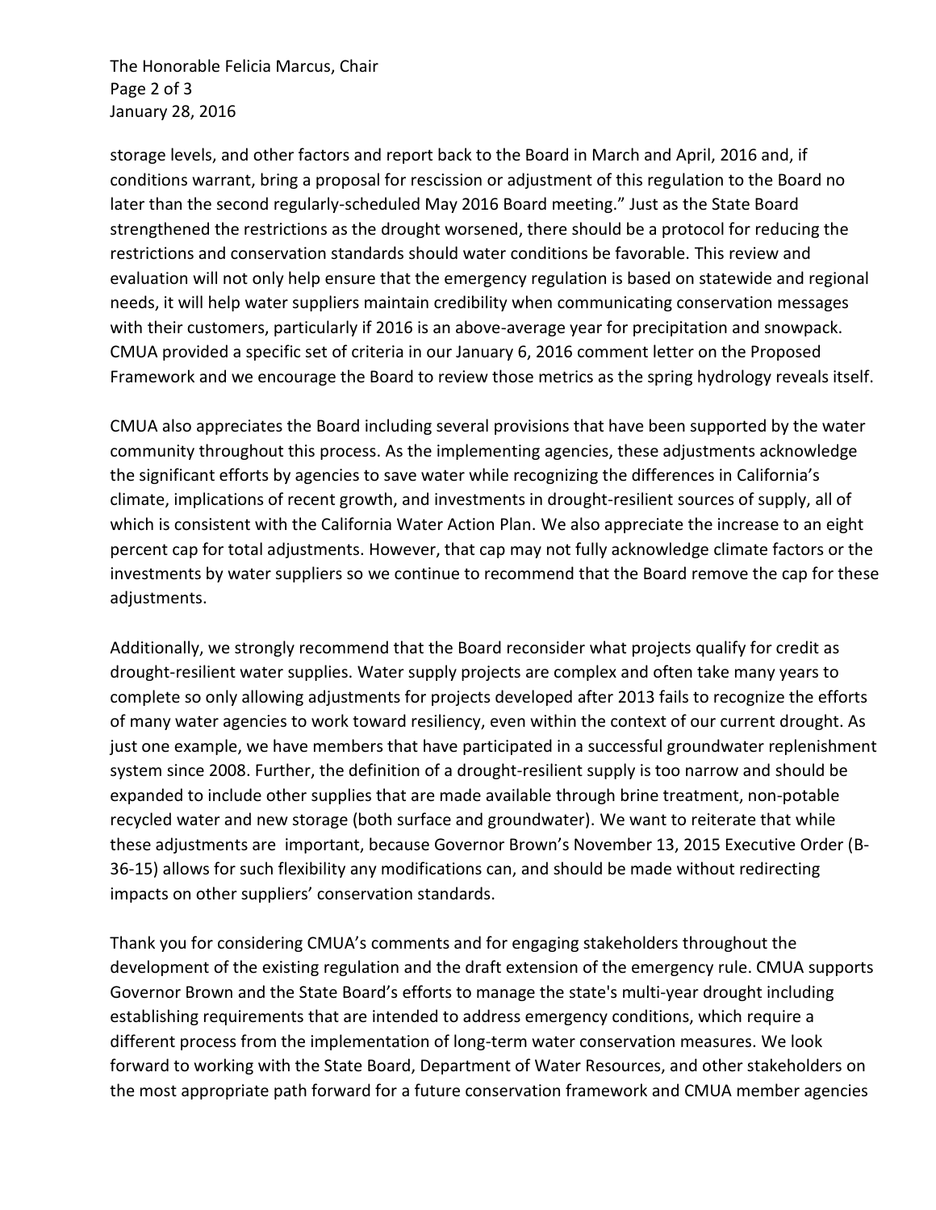storage levels, and other factors and report back to the Board in March and April, 2016 and, if conditions warrant, bring a proposal for rescission or adjustment of this regulation to the Board no later than the second regularly-scheduled May 2016 Board meeting." Just as the State Board strengthened the restrictions as the drought worsened, there should be a protocol for reducing the restrictions and conservation standards should water conditions be favorable. This review and evaluation will not only help ensure that the emergency regulation is based on statewide and regional needs, it will help water suppliers maintain credibility when communicating conservation messages with their customers, particularly if 2016 is an above-average year for precipitation and snowpack. CMUA provided a specific set of criteria in our January 6, 2016 comment letter on the Proposed Framework and we encourage the Board to review those metrics as the spring hydrology reveals itself.

CMUA also appreciates the Board including several provisions that have been supported by the water community throughout this process. As the implementing agencies, these adjustments acknowledge the significant efforts by agencies to save water while recognizing the differences in California's climate, implications of recent growth, and investments in drought-resilient sources of supply, all of which is consistent with the California Water Action Plan. We also appreciate the increase to an eight percent cap for total adjustments. However, that cap may not fully acknowledge climate factors or the investments by water suppliers so we continue to recommend that the Board remove the cap for these adjustments.

Additionally, we strongly recommend that the Board reconsider what projects qualify for credit as drought-resilient water supplies. Water supply projects are complex and often take many years to complete so only allowing adjustments for projects developed after 2013 fails to recognize the efforts of many water agencies to work toward resiliency, even within the context of our current drought. As just one example, we have members that have participated in a successful groundwater replenishment system since 2008. Further, the definition of a drought-resilient supply is too narrow and should be expanded to include other supplies that are made available through brine treatment, non-potable recycled water and new storage (both surface and groundwater). We want to reiterate that while these adjustments are important, because Governor Brown's November 13, 2015 Executive Order (B-36-15) allows for such flexibility any modifications can, and should be made without redirecting impacts on other suppliers' conservation standards.

Thank you for considering CMUA's comments and for engaging stakeholders throughout the development of the existing regulation and the draft extension of the emergency rule. CMUA supports Governor Brown and the State Board's efforts to manage the state's multi-year drought including establishing requirements that are intended to address emergency conditions, which require a different process from the implementation of long-term water conservation measures. We look forward to working with the State Board, Department of Water Resources, and other stakeholders on the most appropriate path forward for a future conservation framework and CMUA member agencies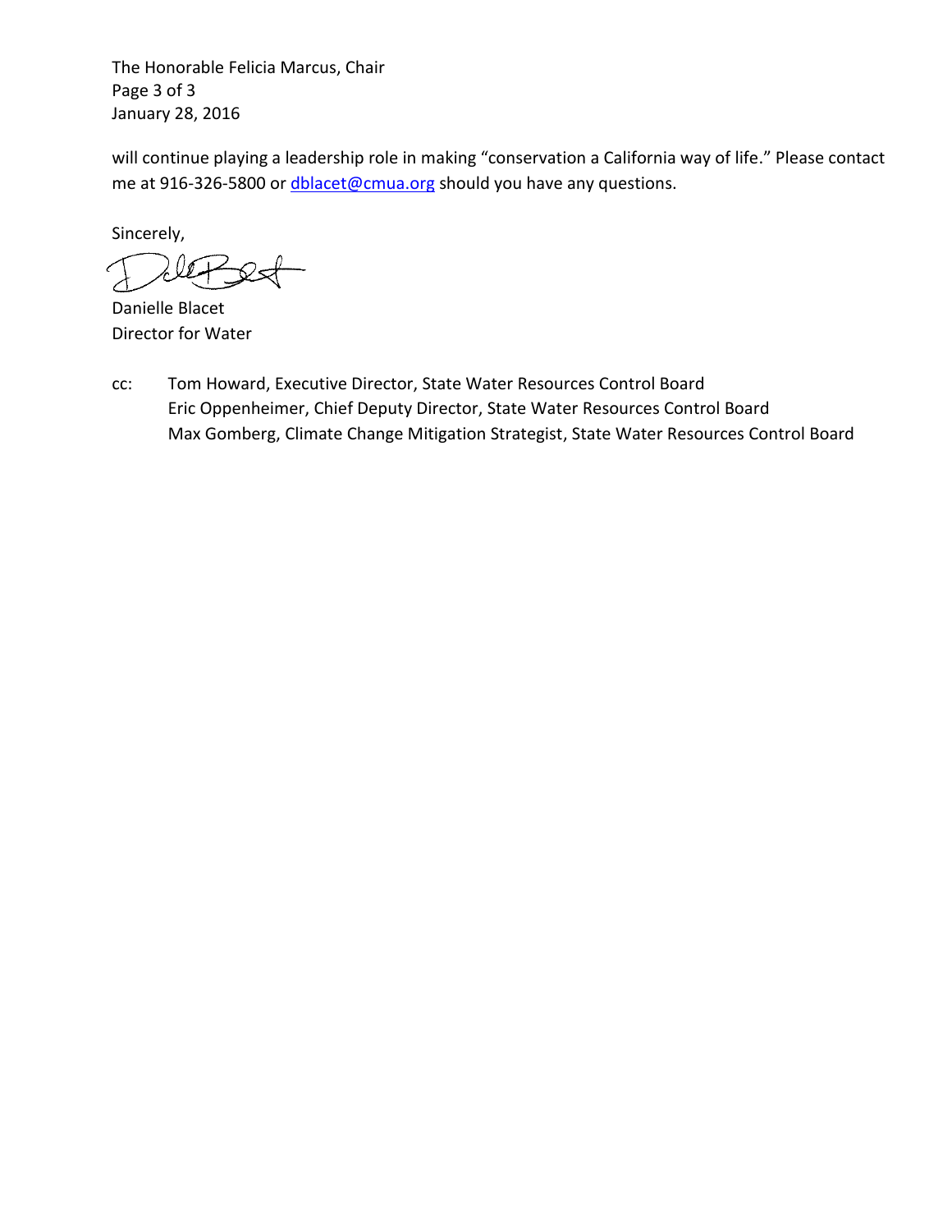will continue playing a leadership role in making "conservation a California way of life." Please contact me at 916-326-5800 or dblacet@cmua.org should you have any questions.

Sincerely,

Danielle Blacet
Director for Water

cc: Tom Howard, Executive Director, State Water Resources Control Board
Eric Oppenheimer, Chief Deputy Director, State Water Resources Control Board
Max Gomberg, Climate Change Mitigation Strategist, State Water Resources Control Board